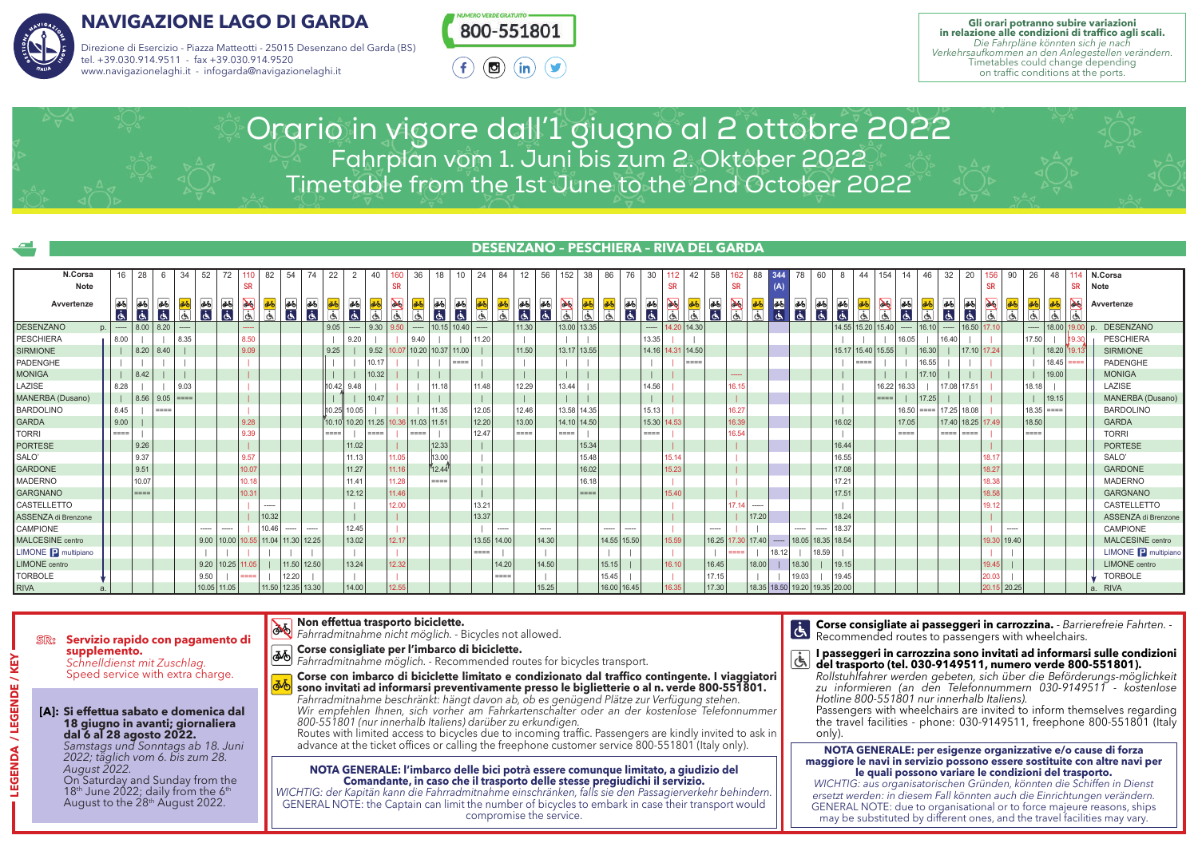# NAVIGAZIONE LAGO DI GARDA

Direzione di Esercizio - Piazza Matteotti - 25015 Desenzano del Garda (BS)
tel. +39.030.914.9511 - fax +39.030.914.9520
www.navigazionelaghi.it - infogarda@navigazionelaghi.it

NUMERO VERDE GRATUITO **800-551801**

**Gli orari potranno subire variazioni in relazione alle condizioni di traffico agli scali.**
*Die Fahrpläne könnten sich je nach Verkehrsaufkommen an den Anlegestellen verändern.*
Timetables could change depending on traffic conditions at the ports.

# Orario in vigore dall'1 giugno al 2 ottobre 2022
## Fahrplan vom 1. Juni bis zum 2. Oktober 2022
## Timetable from the 1st June to the 2nd October 2022

## DESENZANO - PESCHIERA - RIVA DEL GARDA

| N.Corsa | 16 | 28 | 6 | 34 | 52 | 72 | 110 | 82 | 54 | 74 | 22 | 2 | 40 | 160 | 36 | 18 | 10 | 24 | 84 | 12 | 56 | 152 | 38 | 86 | 76 | 30 | 112 | 42 | 58 | 162 | 88 | 344 | 78 | 60 | 8 | 44 | 154 | 14 | 46 | 32 | 20 | 156 | 90 | 26 | 48 | 114 |
|---|---|---|---|---|---|---|---|---|---|---|---|---|---|---|---|---|---|---|---|---|---|---|---|---|---|---|---|---|---|---|---|---|---|---|---|---|---|---|---|---|---|---|---|---|---|---|
| Note | | | | | | | SR | | | | | | | SR | | | | | | | | | | | | | SR | | | SR | | (A) | | | | | | | | | | SR | | | | SR |
| DESENZANO p. | ---- | 8.00 | 8.20 | ---- | | | ---- | | | | 9.05 | ---- | 9.30 | 9.50 | ---- | 10.15 | 10.40 | ---- | | 11.30 | | 13.00 | 13.35 | | | ---- | 14.20 | 14.30 | | | | | | | 14.55 | 15.20 | 15.40 | ---- | 16.10 | ---- | 16.50 | 17.10 | | ---- | 18.00 | 19.00 |
| PESCHIERA | 8.00 | ↓ | ↓ | 8.35 | | | 8.50 | | | | ↓ | 9.20 | ↓ | ↓ | 9.40 | ↓ | ↓ | 11.20 | | ↓ | | ↓ | ↓ | | | 13.35 | ↓ | ↓ | | | | | | | ↓ | ↓ | ↓ | 16.05 | ↓ | 16.40 | ↓ | ↓ | | 17.50 | ↓ | 19.30 |
| SIRMIONE | ↓ | 8.20 | 8.40 | ↓ | | | 9.09 | | | | 9.25 | ↓ | 9.52 | 10.07 | 10.20 | 10.37 | 11.00 | ↓ | | 11.50 | | 13.17 | 13.55 | | | 14.16 | 14.31 | 14.50 | | | | | | | 15.17 | 15.40 | 15.55 | ↓ | 16.30 | ↓ | 17.10 | 17.24 | | ↓ | 18.20 | 19.13 |
| PADENGHE | ↓ | ↓ | ↓ | ↓ | | | ↓ | | | | ↓ | ↓ | 10.17 | ↓ | ↓ | ↓ | ==== | ↓ | | ↓ | | ↓ | ↓ | | | ↓ | ↓ | ==== | | | | | | | ↓ | ==== | ↓ | ↓ | 16.55 | ↓ | ↓ | ↓ | | ↓ | 18.45 | ==== |
| MONIGA | ↓ | 8.42 | ↓ | ↓ | | | ↓ | | | | ↓ | ↓ | 10.32 | ↓ | ↓ | ↓ | | ↓ | | ↓ | | ↓ | ↓ | | | ↓ | ↓ | | | ---- | | | | | ↓ | | ↓ | ↓ | 17.10 | ↓ | ↓ | ↓ | | ↓ | 19.00 | |
| LAZISE | 8.28 | ↓ | ↓ | 9.03 | | | ↓ | | | | 10.42 | 9.48 | ↓ | ↓ | ↓ | 11.18 | | 11.48 | | 12.29 | | 13.44 | ↓ | | | 14.56 | ↓ | | | 16.15 | | | | | ↓ | | 16.22 | 16.33 | ↓ | 17.08 | 17.51 | ↓ | | 18.18 | ↓ | |
| MANERBA (Dusano) | ↓ | 8.56 | 9.05 | ==== | | | ↓ | | | | ↓ | ↓ | 10.47 | ↓ | ↓ | ↓ | | ↓ | | ↓ | | ↓ | ↓ | | | ↓ | ↓ | | | ↓ | | | | | ↓ | | ==== | ↓ | 17.25 | ↓ | ↓ | ↓ | | ↓ | 19.15 | |
| BARDOLINO | 8.45 | ↓ | ==== | | | | ↓ | | | | 10.25 | 10.05 | ↓ | ↓ | ↓ | 11.35 | | 12.05 | | 12.46 | | 13.58 | 14.35 | | | 15.13 | ↓ | | | 16.27 | | | | | ↓ | | | 16.50 | ==== | 17.25 | 18.08 | ↓ | | 18.35 | ==== | |
| GARDA | 9.00 | ↓ | | | | | 9.28 | | | | 10.10 | 10.20 | 11.25 | 10.36 | 11.03 | 11.51 | | 12.20 | | 13.00 | | 14.10 | 14.50 | | | 15.30 | 14.53 | | | 16.39 | | | | | 16.02 | | | 17.05 | | 17.40 | 18.25 | 17.49 | | 18.50 | | |
| TORRI | ==== | ↓ | | | | | 9.39 | | | | ==== | ↓ | ==== | ↓ | ==== | ↓ | | 12.47 | | ==== | | ==== | ↓ | | | ==== | ↓ | | | 16.54 | | | | | ↓ | | | ==== | | ==== | ==== | ↓ | | ==== | | |
| PORTESE | | 9.26 | | | | | ↓ | | | | | 11.02 | | ↓ | | 12.33 | | ↓ | | | | | 15.34 | | | | ↓ | | | ↓ | | | | | 16.44 | | | | | | | ↓ | | | | |
| SALO' | | 9.37 | | | | | 9.57 | | | | | 11.13 | | 11.05 | | 13.00 | | ↓ | | | | | 15.48 | | | | 15.14 | | | ↓ | | | | | 16.55 | | | | | | | 18.17 | | | | |
| GARDONE | | 9.51 | | | | | 10.07 | | | | | 11.27 | | 11.16 | | 12.44 | | ↓ | | | | | 16.02 | | | | 15.23 | | | ↓ | | | | | 17.08 | | | | | | | 18.27 | | | | |
| MADERNO | | 10.07 | | | | | 10.18 | | | | | 11.41 | | 11.28 | | ==== | | ↓ | | | | | 16.18 | | | | ↓ | | | ↓ | | | | | 17.21 | | | | | | | 18.38 | | | | |
| GARGNANO | | ==== | | | | | 10.31 | | | | | 12.12 | | 11.46 | | | | ↓ | | | | | ==== | | | | 15.40 | | | ↓ | | | | | 17.51 | | | | | | | 18.58 | | | | |
| CASTELLETTO | | | | | | | ↓ | ---- | | | | ↓ | | 12.00 | | | | 13.21 | | | | | | | | | ↓ | | | 17.14 | ---- | | | | ↓ | | | | | | | 19.12 | | | | |
| ASSENZA di Brenzone | | | | | | | ↓ | 10.32 | | | | ↓ | | ↓ | | | | 13.37 | | | | | | | | | ↓ | | | ↓ | 17.20 | | | | 18.24 | | | | | | | ↓ | | | | |
| CAMPIONE | | | | | ---- | ---- | ↓ | 10.46 | ---- | ---- | | 12.45 | | ↓ | | | | ↓ | ---- | | ---- | | | ---- | ---- | | ↓ | | ---- | ↓ | ↓ | | ---- | ---- | 18.37 | | | | | | | ↓ | ---- | | | |
| MALCESINE centro | | | | | 9.00 | 10.00 | 10.55 | 11.04 | 11.30 | 12.25 | | 13.02 | | 12.17 | | | | 13.55 | 14.00 | | 14.30 | | | 14.55 | 15.50 | | 15.59 | | 16.25 | 17.30 | 17.40 | ---- | 18.05 | 18.35 | 18.54 | | | | | | | 19.30 | 19.40 | | | |
| LIMONE multipiano | | | | | ↓ | ↓ | ↓ | ↓ | ↓ | ↓ | | ↓ | | ↓ | | | | ==== | ↓ | | ↓ | | | ↓ | ↓ | | ↓ | | ↓ | ==== | ↓ | 18.12 | ↓ | 18.59 | ↓ | | | | | | | ↓ | ↓ | | | |
| LIMONE centro | | | | | 9.20 | 10.25 | 11.05 | ↓ | 11.50 | 12.50 | | 13.24 | | 12.32 | | | | | 14.20 | | 14.50 | | | 15.15 | ↓ | | 16.10 | | 16.45 | | 18.00 | ↓ | 18.30 | ↓ | 19.15 | | | | | | | 19.45 | ↓ | | | |
| TORBOLE | | | | | 9.50 | ↓ | ==== | ↓ | 12.20 | ↓ | | ↓ | | ↓ | | | | | ==== | | ↓ | | | 15.45 | ↓ | | ↓ | | 17.15 | | ↓ | ↓ | 19.03 | ↓ | 19.45 | | | | | | | 20.03 | ↓ | | | |
| RIVA a. | | | | | 10.05 | 11.05 | | 11.50 | 12.35 | 13.30 | | 14.00 | | 12.55 | | | | | | | 15.25 | | | 16.00 | 16.45 | | 16.35 | | 17.30 | | 18.35 | 18.50 | 19.20 | 19.35 | 20.00 | | | | | | | 20.15 | 20.25 | | | |

## LEGENDA / LEGENDE / KEY

**SR: Servizio rapido con pagamento di supplemento.**
*Schnelldienst mit Zuschlag.*
Speed service with extra charge.

**[A]: Si effettua sabato e domenica dal 18 giugno in avanti; giornaliera dal 6 al 28 agosto 2022.**
*Samstags und Sonntags ab 18. Juni 2022; täglich vom 6. bis zum 28. August 2022.*
On Saturday and Sunday from the 18th June 2022; daily from the 6th August to the 28th August 2022.

**Non effettua trasporto biciclette.**
*Fahrradmitnahme nicht möglich.* - Bicycles not allowed.

**Corse consigliate per l'imbarco di biciclette.**
*Fahrradmitnahme möglich.* - Recommended routes for bicycles transport.

**Corse con imbarco di biciclette limitato e condizionato dal traffico contingente. I viaggiatori sono invitati ad informarsi preventivamente presso le biglietterie o al n. verde 800-551801.**
*Fahrradmitnahme beschränkt: hängt davon ab, ob es genügend Plätze zur Verfügung stehen. Wir empfehlen Ihnen, sich vorher am Fahrkartenschalter oder an der kostenlose Telefonnummer 800-551801 (nur innerhalb Italiens) darüber zu erkundigen.*
Routes with limited access to bicycles due to incoming traffic. Passengers are kindly invited to ask in advance at the ticket offices or calling the freephone customer service 800-551801 (Italy only).

**NOTA GENERALE: l'imbarco delle bici potrà essere comunque limitato, a giudizio del Comandante, in caso che il trasporto delle stesse pregiudichi il servizio.**
*WICHTIG: der Kapitän kann die Fahrradmitnahme einschränken, falls sie den Passagierverkehr behindern.*
GENERAL NOTE: the Captain can limit the number of bicycles to embark in case their transport would compromise the service.

**Corse consigliate ai passeggeri in carrozzina.** - *Barrierefreie Fahrten.* - Recommended routes to passengers with wheelchairs.

**I passeggeri in carrozzina sono invitati ad informarsi sulle condizioni del trasporto (tel. 030-9149511, numero verde 800-551801).**
*Rollstuhlfahrer werden gebeten, sich über die Beförderungs-möglichkeit zu informieren (an den Telefonnummern 030-9149511 - kostenlose Hotline 800-551801 nur innerhalb Italiens).*
Passengers with wheelchairs are invited to inform themselves regarding the travel facilities - phone: 030-9149511, freephone 800-551801 (Italy only).

**NOTA GENERALE: per esigenze organizzative e/o cause di forza maggiore le navi in servizio possono essere sostituite con altre navi per le quali possono variare le condizioni del trasporto.**
*WICHTIG: aus organisatorischen Gründen, könnten die Schiffen in Dienst ersetzt werden: in diesem Fall könnten auch die Einrichtungen verändern.*
GENERAL NOTE: due to organisational or to force majeure reasons, ships may be substituted by different ones, and the travel facilities may vary.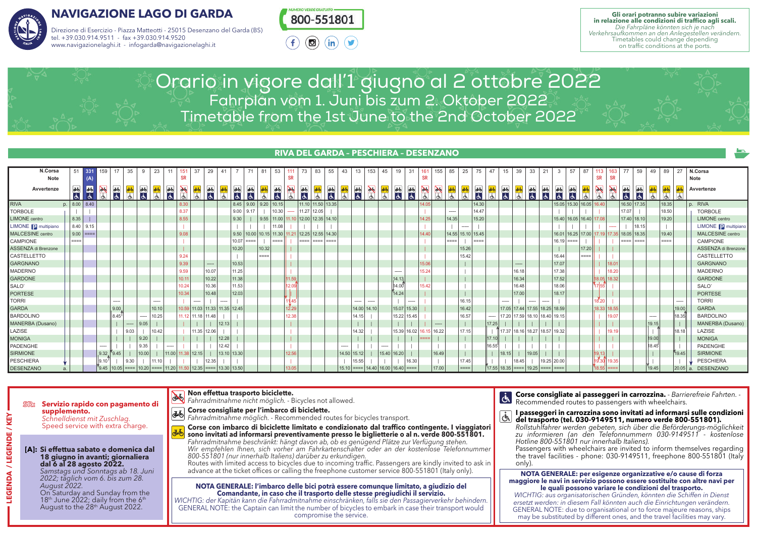## RIVA DEL GARDA - PESCHIERA - DESENZANO

| N.Corsa | 51 | 331 | 159 | 17 | 35 | 9 | 23 | 11 | 151 | 37 | 29 | 41 | 7 | 71 | 81 | 53 | 111 | 73 | 83 | 55 | 43 | 13 | 153 | 45 | 19 | 31 | 161 | 155 | 85 | 25 | 75 | 47 | 15 | 39 | 33 | 21 | 3 | 57 | 87 | 113 | 163 | 77 | 59 | 49 | 89 | 27 |
|---|---|---|---|---|---|---|---|---|---|---|---|---|---|---|---|---|---|---|---|---|---|---|---|---|---|---|---|---|---|---|---|---|---|---|---|---|---|---|---|---|---|---|---|---|---|---|
| Note | | (A) | | | | | | | SR | | | | | | | | SR | | | | | | | | | | SR | | | | | | | | | | | | | SR | SR | | | | | |
| Avvertenze | | | | | | | | | | | | | | | | | | | | | | | | | | | | | | | | | | | | | | | | | | | | | | |
| RIVA p. | 8.00 | 8.40 | | | | | | | 8.30 | | | | 8.45 | 9.00 | 9.20 | 10.15 | | 11.10 | 11.50 | 13.35 | | | | | | | 14.05 | | | | 14.30 | | | | | | 15.05 | 15.30 | 16.05 | 16.40 | | 16.50 | 17.35 | | 18.35 | |
| TORBOLE | \| | \| | | | | | | | 8.37 | | | | 9.00 | 9.17 | \| | 10.30 | ----- | 11.27 | 12.05 | \| | | | | | | | \| | | ----- | | 14.47 | | | | | | \| | \| | \| | \| | | 17.07 | \| | | 18.50 | |
| LIMONE centro | 8.35 | \| | | | | | | | 8.55 | | | | 9.30 | \| | 9.55 | 11.00 | 11.10 | 12.00 | 12.35 | 14.10 | | | | | | | 14.25 | | 14.35 | | 15.20 | | | | | | 15.40 | 16.05 | 16.40 | 17.08 | | 17.40 | 18.10 | | 19.20 | |
| LIMONE P multipiano | 8.40 | 9.15 | | | | | | | \| | | | | \| | \| | \| | 11.08 | \| | \| | \| | \| | | | | | | | \| | | \| | ----- | \| | | | | | | \| | \| | \| | \| | ----- | \| | 18.15 | | \| | |
| MALCESINE centro | 9.00 | ==== | | | | | | | 9.08 | | | | 9.50 | 10.00 | 10.15 | 11.30 | 11.21 | 12.25 | 12.55 | 14.30 | | | | | | | 14.40 | | 14.55 | 15.10 | 15.45 | | | | | | 16.01 | 16.25 | 17.00 | 17.19 | 17.35 | 18.05 | 18.35 | | 19.40 | |
| CAMPIONE | ==== | | | | | | | | \| | | | 10.07 | ==== | \| | ==== | \| | ==== | ==== | ==== | | | | | | | \| | | ==== | \| | ==== | | | | | | 16.19 | ==== | \| | \| | \| | ==== | ==== | | ==== | |
| ASSENZA di Brenzone | | | | | | | | | \| | | | | 10.20 | | 10.32 | | \| | | | | | | | | | | \| | | | 15.26 | | | | | | | \| | | 17.20 | \| | \| | | | | | |
| CASTELLETTO | | | | | | | | | 9.24 | | | | \| | | ==== | | \| | | | | | | | | | | \| | | | 15.42 | | | | | | | 16.44 | | ==== | \| | \| | | | | | |
| GARGNANO | | | | | | | | | 9.39 | | ----- | | 10.53 | | | | \| | | | | | | | | | | 15.06 | | | \| | | | | ----- | | | 17.07 | | | \| | 18.01 | | | | | |
| MADERNO | | | | | | | | | 9.59 | | 10.07 | | 11.25 | | | | \| | | | | | | | | ----- | | 15.24 | | | \| | | | | 16.18 | | | 17.38 | | | \| | 18.20 | | | | | |
| GARDONE | | | | | | | | | 10.11 | | 10.22 | | 11.38 | | | | 11.59 | | | | | | | | 14.13 | | \| | | | \| | | | | 16.34 | | | 17.52 | | | 18.05 | 18.32 | | | | | |
| SALO' | | | | | | | | | 10.24 | | 10.36 | | 11.53 | | | | 12.09 | | | | | | | | 14.00 | | 15.42 | | | \| | | | | 16.48 | | | 18.06 | | | 17.55 | \| | | | | | |
| PORTESE | | | | | | | | | 10.34 | | 10.48 | | 12.03 | | | | \| | | | | | | | 14.24 | | \| | | | \| | | | | 17.00 | | | 18.17 | | | \| | \| | | | | | |
| TORRI | | | | ----- | | | ----- | | \| | ----- | \| | ----- | \| | | | | 11.45 | | | | | ----- | ----- | | \| | ----- | \| | | | 16.15 | | | ----- | \| | ----- | ----- | \| | | | 18.20 | \| | | | | | ----- |
| GARDA | | | | 9.00 | | | 10.10 | | 10.59 | 11.03 | 11.33 | 11.35 | 12.45 | | | | 12.29 | | | | | 14.00 | 14.10 | | 15.07 | 15.30 | \| | | | 16.42 | | | 17.05 | 17.44 | 17.55 | 18.25 | 18.59 | | | 18.33 | 18.55 | | | | | 19.00 |
| BARDOLINO | | | | 8.45 | | ----- | 10.25 | | 11.12 | 11.18 | 11.48 | \| | \| | | | | 12.38 | | | | | 14.15 | \| | | 15.22 | 15.45 | \| | | | 16.57 | | ----- | 17.20 | 17.59 | 18.10 | 18.40 | 19.15 | | | \| | 19.07 | | | ----- | | 18.35 |
| MANERBA (Dusano) | | | | \| | ----- | 9.05 | \| | | \| | \| | \| | 12.13 | \| | | | | \| | | | | | \| | \| | | \| | \| | \| | ----- | | \| | | 17.25 | \| | \| | \| | \| | \| | | | \| | \| | | | 19.15 | | \| |
| LAZISE | | | | \| | 9.03 | \| | 10.42 | | \| | 11.35 | 12.06 | \| | \| | | | | \| | | | | | 14.32 | \| | | 15.39 | 16.02 | 16.15 | 16.22 | | 17.15 | | \| | 17.37 | 18.16 | 18.27 | 18.57 | 19.32 | | | \| | 19.19 | | | \| | | 18.18 |
| MONIGA | | | | \| | \| | 9.20 | \| | | \| | \| | \| | 12.28 | \| | | | | \| | | | | | \| | \| | | \| | \| | ==== | \| | | \| | | 17.10 | \| | \| | \| | \| | \| | | | \| | \| | | | 19.00 | | \| |
| PADENGHE | | | ----- | \| | \| | 9.35 | \| | ----- | \| | \| | \| | 12.42 | \| | | | | \| | | | | ----- | \| | \| | ----- | \| | \| | | \| | | \| | | 16.55 | \| | \| | \| | \| | \| | | | \| | \| | | | 18.45 | | \| |
| SIRMIONE | | | 9.32 | 9.45 | \| | 10.00 | \| | 11.00 | 11.38 | 12.15 | \| | 13.10 | 13.30 | | | | 12.56 | | | | 14.50 | 15.12 | \| | 15.40 | 16.20 | \| | | 16.49 | | \| | | \| | 18.15 | \| | 19.05 | \| | \| | | | 19.13 | \| | | | \| | | 19.45 |
| PESCHIERA | | | 9.10 | \| | 9.30 | \| | 11.10 | \| | \| | \| | 12.35 | \| | \| | | | | \| | | | | \| | 15.55 | \| | \| | \| | 16.30 | | \| | | 17.45 | | \| | \| | 18.45 | \| | 19.25 | 20.00 | | | 19.30 | 19.35 | | | \| | | \| |
| DESENZANO a. | | | 9.45 | 10.05 | ==== | 10.20 | ==== | 11.20 | 11.50 | 12.35 | ==== | 13.30 | 13.50 | | | | 13.05 | | | | 15.10 | ==== | 14.40 | 16.00 | 16.40 | ==== | | 17.00 | | ==== | | 17.55 | 18.35 | ==== | 19.25 | ==== | ==== | | | 18.55 | ==== | | | 19.45 | | 20.05 |

## LEGENDA / LEGENDE / KEY

**SR: Servizio rapido con pagamento di supplemento.**
*Schnelldienst mit Zuschlag.*
Speed service with extra charge.

**[A]: Si effettua sabato e domenica dal 18 giugno in avanti; giornaliera dal 6 al 28 agosto 2022.**
*Samstags und Sonntags ab 18. Juni 2022; täglich vom 6. bis zum 28. August 2022.*
On Saturday and Sunday from the 18th June 2022; daily from the 6th August to the 28th August 2022.

**Non effettua trasporto biciclette.**
*Fahrradmitnahme nicht möglich.* - Bicycles not allowed.

**Corse consigliate per l'imbarco di biciclette.**
*Fahrradmitnahme möglich.* - Recommended routes for bicycles transport.

**Corse con imbarco di biciclette limitato e condizionato dal traffico contingente. I viaggiatori sono invitati ad informarsi preventivamente presso le biglietterie o al n. verde 800-551801.**
*Fahrradmitnahme beschränkt: hängt davon ab, ob es genügend Plätze zur Verfügung stehen.*
*Wir empfehlen Ihnen, sich vorher am Fahrkartenschalter oder an der kostenlose Telefonnummer 800-551801 (nur innerhalb Italiens) darüber zu erkundigen.*
Routes with limited access to bicycles due to incoming traffic. Passengers are kindly invited to ask in advance at the ticket offices or calling the freephone customer service 800-551801 (Italy only).

**NOTA GENERALE: l'imbarco delle bici potrà essere comunque limitato, a giudizio del Comandante, in caso che il trasporto delle stesse pregiudichi il servizio.**
*WICHTIG: der Kapitän kann die Fahrradmitnahme einschränken, falls sie den Passagierverkehr behindern.*
GENERAL NOTE: the Captain can limit the number of bicycles to embark in case their transport would compromise the service.

**Corse consigliate ai passeggeri in carrozzina.** - *Barrierefreie Fahrten.* - Recommended routes to passengers with wheelchairs.

**I passeggeri in carrozzina sono invitati ad informarsi sulle condizioni del trasporto (tel. 030-9149511, numero verde 800-551801).**
*Rollstuhlfahrer werden gebeten, sich über die Beförderungs-möglichkeit zu informieren (an den Telefonnummern 030-9149511 - kostenlose Hotline 800-551801 nur innerhalb Italiens).*
Passengers with wheelchairs are invited to inform themselves regarding the travel facilities - phone: 030-9149511, freephone 800-551801 (Italy only).

**NOTA GENERALE: per esigenze organizzative e/o cause di forza maggiore le navi in servizio possono essere sostituite con altre navi per le quali possono variare le condizioni del trasporto.**
*WICHTIG: aus organisatorischen Gründen, könnten die Schiffen in Dienst ersetzt werden: in diesem Fall könnten auch die Einrichtungen verändern.*
GENERAL NOTE: due to organisational or to force majeure reasons, ships may be substituted by different ones, and the travel facilities may vary.